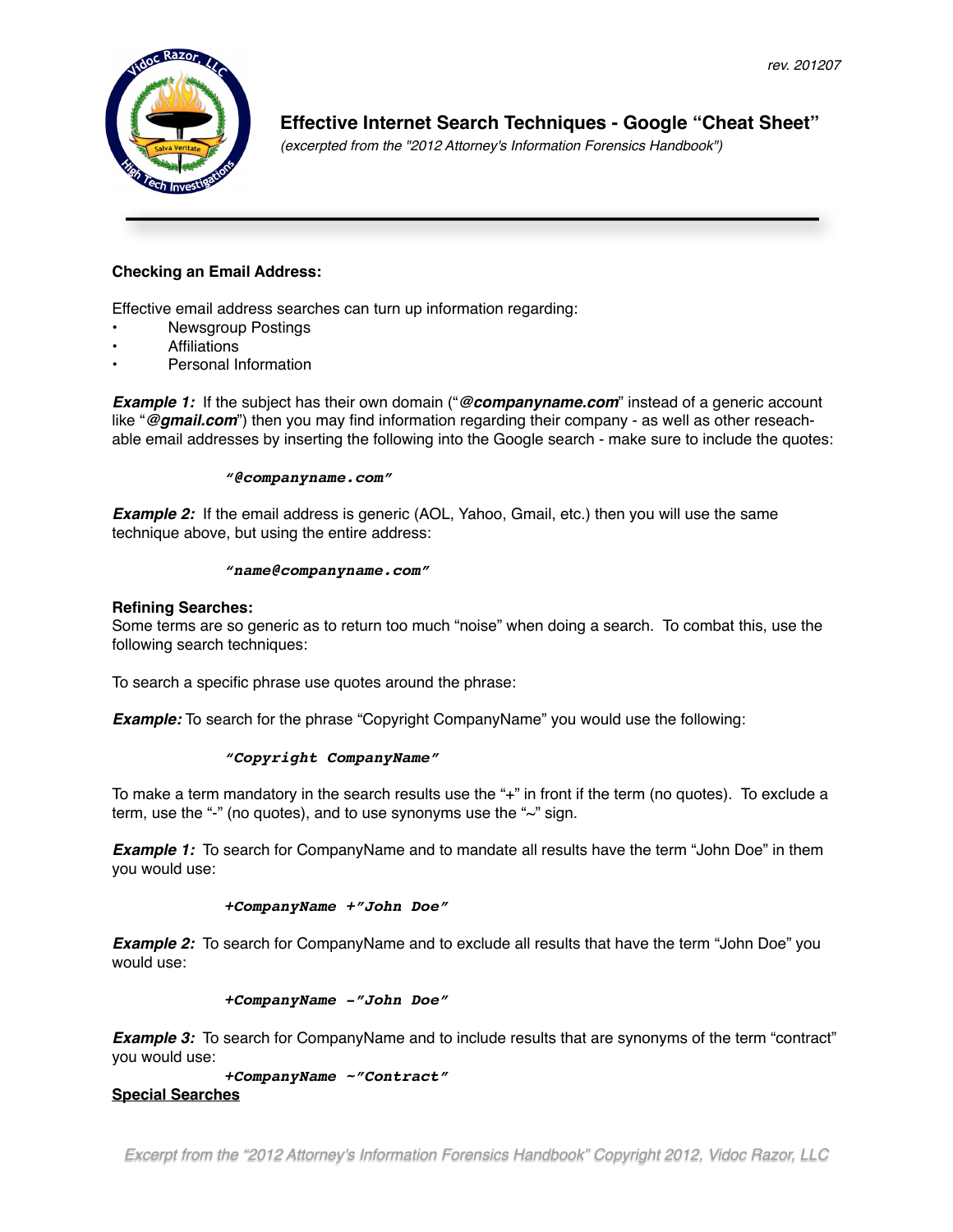rev. 201207

# Effective Internet Search Techniques - Google "Cheat Sheet"

*(excerpted from the "2012 Attorney's Information Forensics Handbook")*

---

**Checking an Email Address:**

Effective email address searches can turn up information regarding:

- Newsgroup Postings
- Affiliations
- Personal Information

***Example 1:*** If the subject has their own domain ("***@companyname.com***" instead of a generic account like "***@gmail.com***") then you may find information regarding their company - as well as other reseach-able email addresses by inserting the following into the Google search - make sure to include the quotes:

```
"@companyname.com"
```

***Example 2:*** If the email address is generic (AOL, Yahoo, Gmail, etc.) then you will use the same technique above, but using the entire address:

```
"name@companyname.com"
```

**Refining Searches:**

Some terms are so generic as to return too much "noise" when doing a search. To combat this, use the following search techniques:

To search a specific phrase use quotes around the phrase:

***Example:*** To search for the phrase "Copyright CompanyName" you would use the following:

```
"Copyright CompanyName"
```

To make a term mandatory in the search results use the "+" in front if the term (no quotes). To exclude a term, use the "-" (no quotes), and to use synonyms use the "~" sign.

***Example 1:*** To search for CompanyName and to mandate all results have the term "John Doe" in them you would use:

```
+CompanyName +"John Doe"
```

***Example 2:*** To search for CompanyName and to exclude all results that have the term "John Doe" you would use:

```
+CompanyName -"John Doe"
```

***Example 3:*** To search for CompanyName and to include results that are synonyms of the term "contract" you would use:

```
+CompanyName ~"Contract"
```

**Special Searches**

*Excerpt from the "2012 Attorney's Information Forensics Handbook" Copyright 2012, Vidoc Razor, LLC*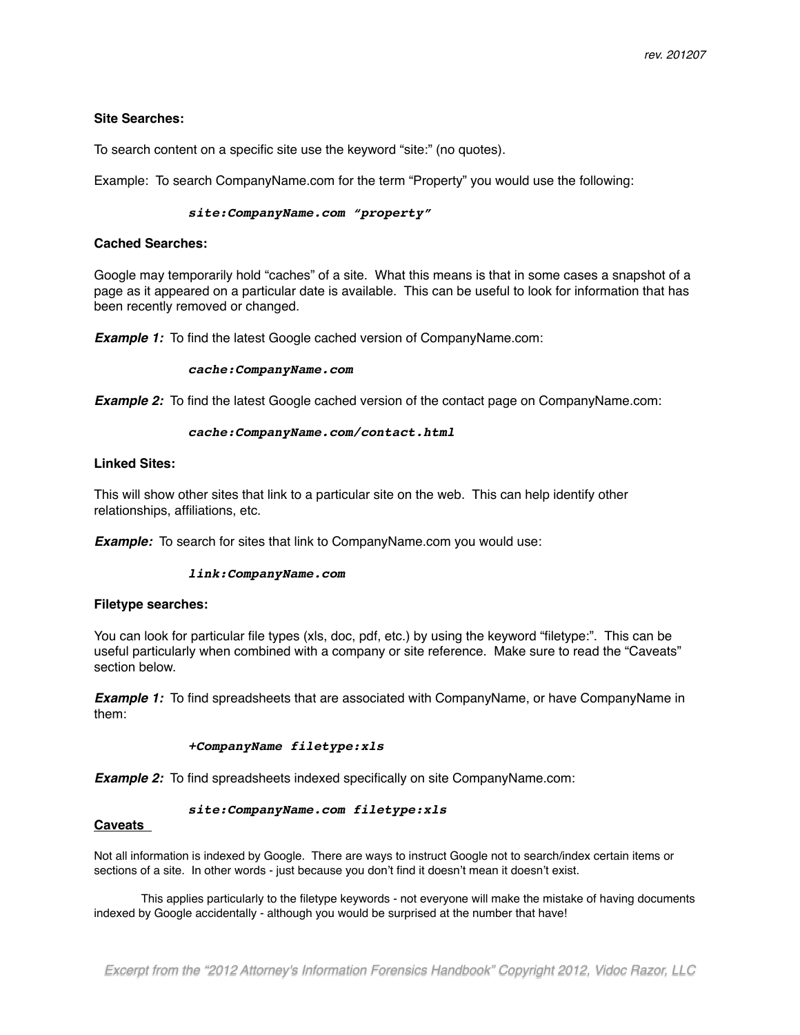**Site Searches:**

To search content on a specific site use the keyword “site:” (no quotes).

Example: To search CompanyName.com for the term “Property” you would use the following:

```
site:CompanyName.com “property”
```

**Cached Searches:**

Google may temporarily hold “caches” of a site. What this means is that in some cases a snapshot of a page as it appeared on a particular date is available. This can be useful to look for information that has been recently removed or changed.

***Example 1:*** To find the latest Google cached version of CompanyName.com:

```
cache:CompanyName.com
```

***Example 2:*** To find the latest Google cached version of the contact page on CompanyName.com:

```
cache:CompanyName.com/contact.html
```

**Linked Sites:**

This will show other sites that link to a particular site on the web. This can help identify other relationships, affiliations, etc.

***Example:*** To search for sites that link to CompanyName.com you would use:

```
link:CompanyName.com
```

**Filetype searches:**

You can look for particular file types (xls, doc, pdf, etc.) by using the keyword “filetype:”. This can be useful particularly when combined with a company or site reference. Make sure to read the “Caveats” section below.

***Example 1:*** To find spreadsheets that are associated with CompanyName, or have CompanyName in them:

```
+CompanyName filetype:xls
```

***Example 2:*** To find spreadsheets indexed specifically on site CompanyName.com:

```
site:CompanyName.com filetype:xls
```

**Caveats**

Not all information is indexed by Google. There are ways to instruct Google not to search/index certain items or sections of a site. In other words - just because you don’t find it doesn’t mean it doesn’t exist.

This applies particularly to the filetype keywords - not everyone will make the mistake of having documents indexed by Google accidentally - although you would be surprised at the number that have!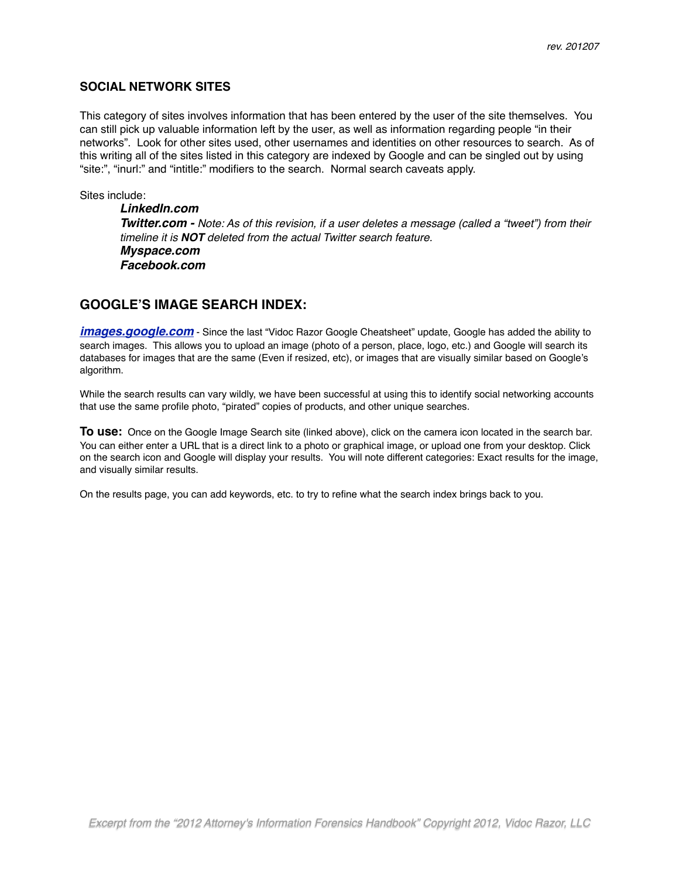## SOCIAL NETWORK SITES

This category of sites involves information that has been entered by the user of the site themselves. You can still pick up valuable information left by the user, as well as information regarding people "in their networks". Look for other sites used, other usernames and identities on other resources to search. As of this writing all of the sites listed in this category are indexed by Google and can be singled out by using "site:", "inurl:" and "intitle:" modifiers to the search. Normal search caveats apply.

Sites include:

- ***LinkedIn.com***
- ***Twitter.com -*** *Note: As of this revision, if a user deletes a message (called a "tweet") from their timeline it is **NOT** deleted from the actual Twitter search feature.*
- ***Myspace.com***
- ***Facebook.com***

## GOOGLE'S IMAGE SEARCH INDEX:

***images.google.com*** - Since the last "Vidoc Razor Google Cheatsheet" update, Google has added the ability to search images. This allows you to upload an image (photo of a person, place, logo, etc.) and Google will search its databases for images that are the same (Even if resized, etc), or images that are visually similar based on Google's algorithm.

While the search results can vary wildly, we have been successful at using this to identify social networking accounts that use the same profile photo, "pirated" copies of products, and other unique searches.

**To use:** Once on the Google Image Search site (linked above), click on the camera icon located in the search bar. You can either enter a URL that is a direct link to a photo or graphical image, or upload one from your desktop. Click on the search icon and Google will display your results. You will note different categories: Exact results for the image, and visually similar results.

On the results page, you can add keywords, etc. to try to refine what the search index brings back to you.